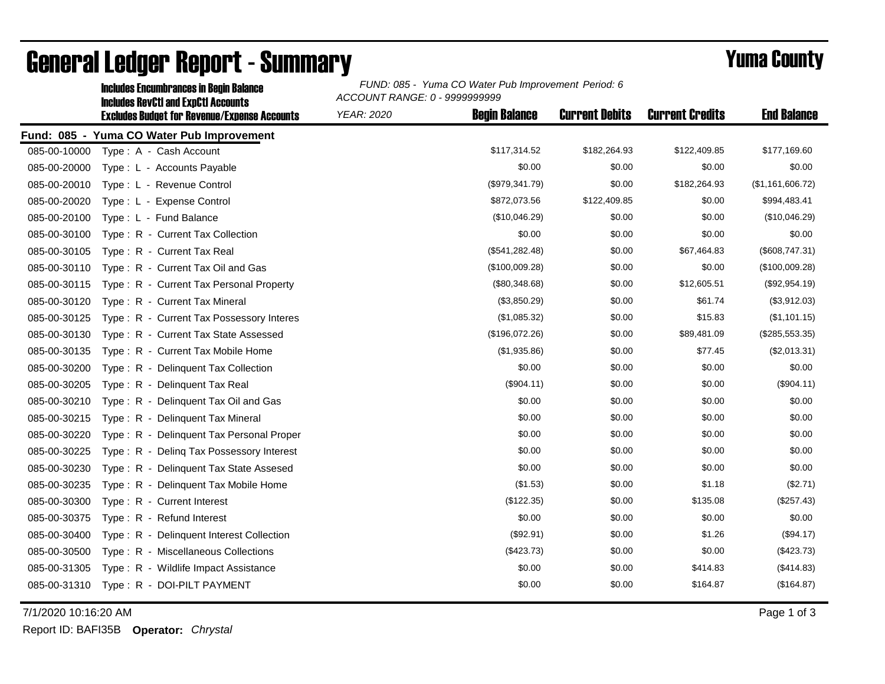# General Ledger Report - Summary

## Yuma County

**Includes Encumbrances in Begin Balance**
**Includes RevCtl and ExpCtl Accounts**
**Excludes Budget for Revenue/Expense Accounts**

*FUND: 085 - Yuma CO Water Pub Improvement Period: 6*
*ACCOUNT RANGE: 0 - 9999999999*
*YEAR: 2020*

**Fund: 085 - Yuma CO Water Pub Improvement**

| Account | Description | Begin Balance | Current Debits | Current Credits | End Balance |
|---|---|---|---|---|---|
| 085-00-10000 | Type : A - Cash Account | $117,314.52 | $182,264.93 | $122,409.85 | $177,169.60 |
| 085-00-20000 | Type : L - Accounts Payable | $0.00 | $0.00 | $0.00 | $0.00 |
| 085-00-20010 | Type : L - Revenue Control | ($979,341.79) | $0.00 | $182,264.93 | ($1,161,606.72) |
| 085-00-20020 | Type : L - Expense Control | $872,073.56 | $122,409.85 | $0.00 | $994,483.41 |
| 085-00-20100 | Type : L - Fund Balance | ($10,046.29) | $0.00 | $0.00 | ($10,046.29) |
| 085-00-30100 | Type : R - Current Tax Collection | $0.00 | $0.00 | $0.00 | $0.00 |
| 085-00-30105 | Type : R - Current Tax Real | ($541,282.48) | $0.00 | $67,464.83 | ($608,747.31) |
| 085-00-30110 | Type : R - Current Tax Oil and Gas | ($100,009.28) | $0.00 | $0.00 | ($100,009.28) |
| 085-00-30115 | Type : R - Current Tax Personal Property | ($80,348.68) | $0.00 | $12,605.51 | ($92,954.19) |
| 085-00-30120 | Type : R - Current Tax Mineral | ($3,850.29) | $0.00 | $61.74 | ($3,912.03) |
| 085-00-30125 | Type : R - Current Tax Possessory Interes | ($1,085.32) | $0.00 | $15.83 | ($1,101.15) |
| 085-00-30130 | Type : R - Current Tax State Assessed | ($196,072.26) | $0.00 | $89,481.09 | ($285,553.35) |
| 085-00-30135 | Type : R - Current Tax Mobile Home | ($1,935.86) | $0.00 | $77.45 | ($2,013.31) |
| 085-00-30200 | Type : R - Delinquent Tax Collection | $0.00 | $0.00 | $0.00 | $0.00 |
| 085-00-30205 | Type : R - Delinquent Tax Real | ($904.11) | $0.00 | $0.00 | ($904.11) |
| 085-00-30210 | Type : R - Delinquent Tax Oil and Gas | $0.00 | $0.00 | $0.00 | $0.00 |
| 085-00-30215 | Type : R - Delinquent Tax Mineral | $0.00 | $0.00 | $0.00 | $0.00 |
| 085-00-30220 | Type : R - Delinquent Tax Personal Proper | $0.00 | $0.00 | $0.00 | $0.00 |
| 085-00-30225 | Type : R - Delinq Tax Possessory Interest | $0.00 | $0.00 | $0.00 | $0.00 |
| 085-00-30230 | Type : R - Delinquent Tax State Assesed | $0.00 | $0.00 | $0.00 | $0.00 |
| 085-00-30235 | Type : R - Delinquent Tax Mobile Home | ($1.53) | $0.00 | $1.18 | ($2.71) |
| 085-00-30300 | Type : R - Current Interest | ($122.35) | $0.00 | $135.08 | ($257.43) |
| 085-00-30375 | Type : R - Refund Interest | $0.00 | $0.00 | $0.00 | $0.00 |
| 085-00-30400 | Type : R - Delinquent Interest Collection | ($92.91) | $0.00 | $1.26 | ($94.17) |
| 085-00-30500 | Type : R - Miscellaneous Collections | ($423.73) | $0.00 | $0.00 | ($423.73) |
| 085-00-31305 | Type : R - Wildlife Impact Assistance | $0.00 | $0.00 | $414.83 | ($414.83) |
| 085-00-31310 | Type : R - DOI-PILT PAYMENT | $0.00 | $0.00 | $164.87 | ($164.87) |

7/1/2020 10:16:20 AM

Report ID: BAFI35B **Operator:** *Chrystal*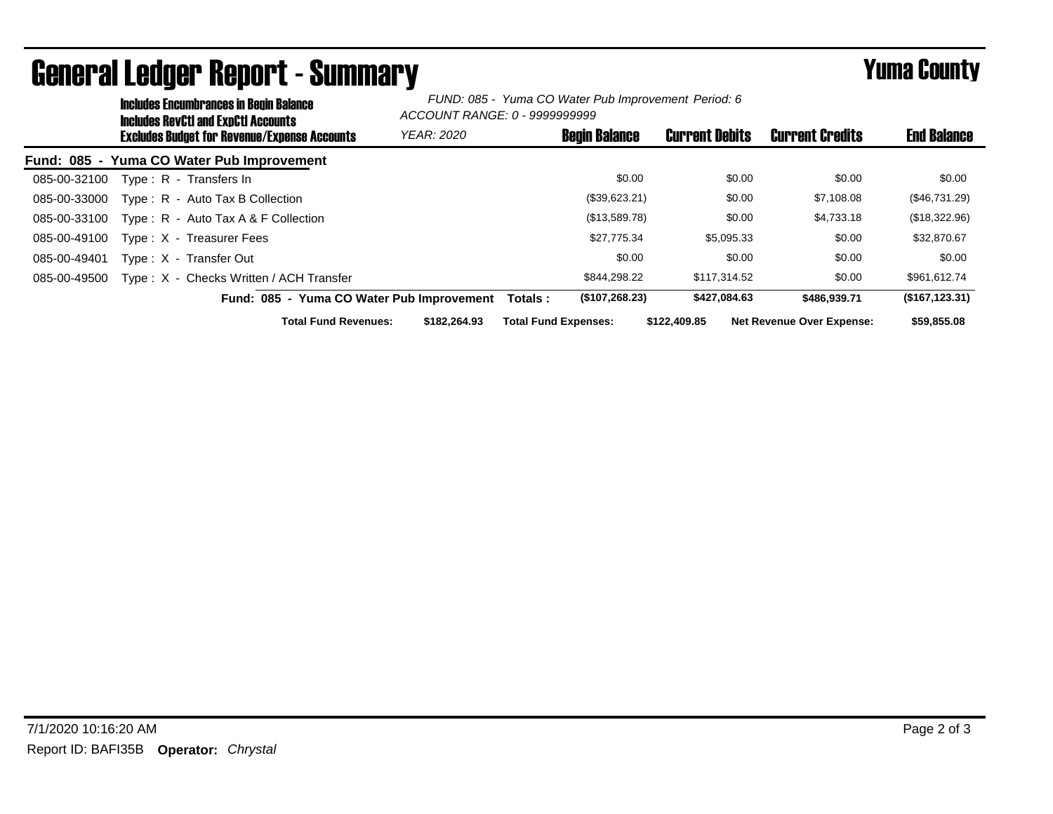# General Ledger Report - Summary

# Yuma County

**Includes Encumbrances in Begin Balance**
**Includes RevCtl and ExpCtl Accounts**
**Excludes Budget for Revenue/Expense Accounts**

*FUND: 085 - Yuma CO Water Pub Improvement Period: 6*
*ACCOUNT RANGE: 0 - 9999999999*
*YEAR: 2020*

| Account | Description | Begin Balance | Current Debits | Current Credits | End Balance |
|---|---|---|---|---|---|
| **Fund: 085 - Yuma CO Water Pub Improvement** | | | | | |
| 085-00-32100 | Type : R - Transfers In | $0.00 | $0.00 | $0.00 | $0.00 |
| 085-00-33000 | Type : R - Auto Tax B Collection | ($39,623.21) | $0.00 | $7,108.08 | ($46,731.29) |
| 085-00-33100 | Type : R - Auto Tax A & F Collection | ($13,589.78) | $0.00 | $4,733.18 | ($18,322.96) |
| 085-00-49100 | Type : X - Treasurer Fees | $27,775.34 | $5,095.33 | $0.00 | $32,870.67 |
| 085-00-49401 | Type : X - Transfer Out | $0.00 | $0.00 | $0.00 | $0.00 |
| 085-00-49500 | Type : X - Checks Written / ACH Transfer | $844,298.22 | $117,314.52 | $0.00 | $961,612.74 |
| | **Fund: 085 - Yuma CO Water Pub Improvement Totals :** | **($107,268.23)** | **$427,084.63** | **$486,939.71** | **($167,123.31)** |

**Total Fund Revenues:** $182,264.93 **Total Fund Expenses:** $122,409.85 **Net Revenue Over Expense:** $59,855.08

7/1/2020 10:16:20 AM

Report ID: BAFI35B **Operator:** *Chrystal*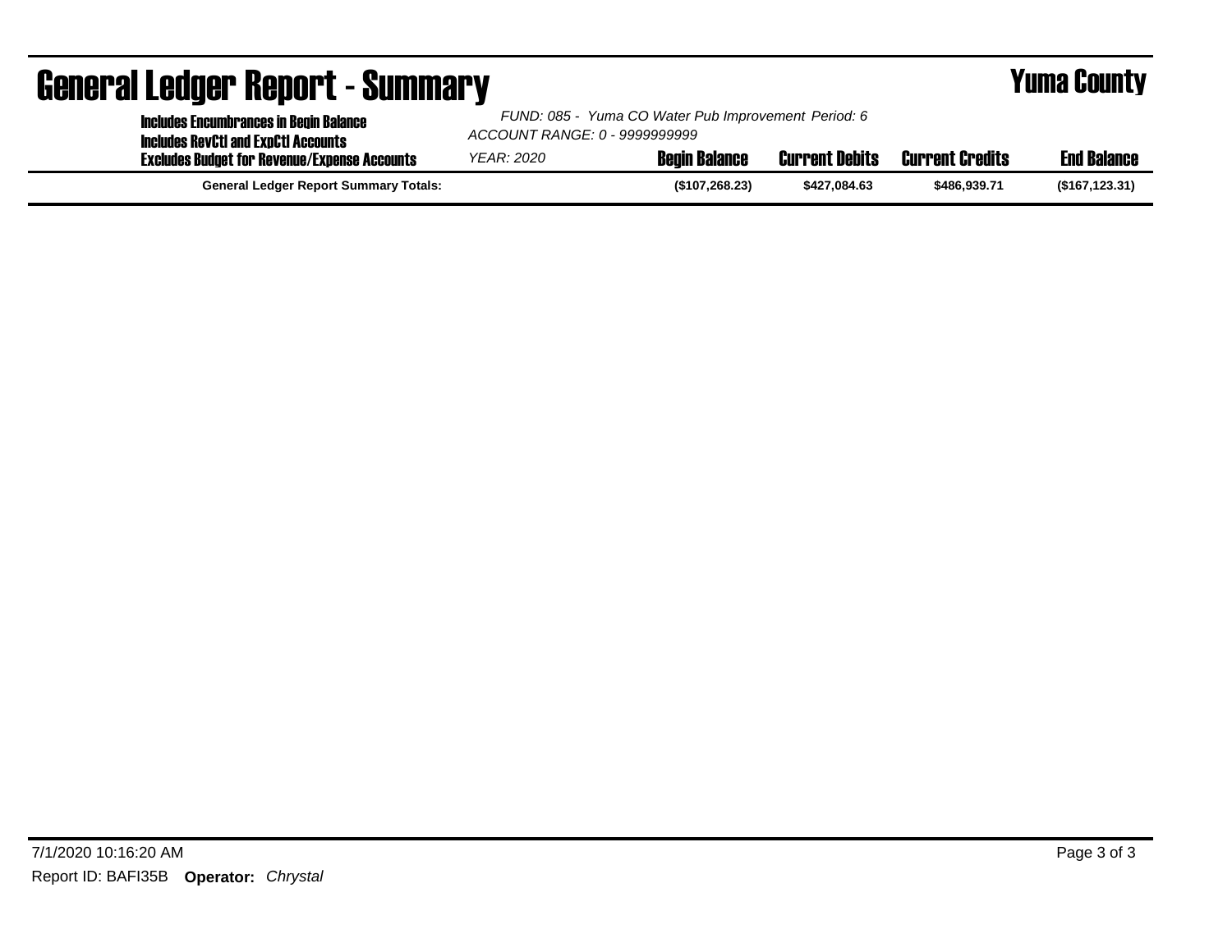# General Ledger Report - Summary

**Yuma County**

**Includes Encumbrances in Begin Balance**
**Includes RevCtl and ExpCtl Accounts**
**Excludes Budget for Revenue/Expense Accounts**

*FUND: 085 - Yuma CO Water Pub Improvement Period: 6*
*ACCOUNT RANGE: 0 - 9999999999*
*YEAR: 2020*

| | Begin Balance | Current Debits | Current Credits | End Balance |
|---|---|---|---|---|
| **General Ledger Report Summary Totals:** | **($107,268.23)** | **$427,084.63** | **$486,939.71** | **($167,123.31)** |

7/1/2020 10:16:20 AM

Report ID: BAFI35B **Operator:** *Chrystal*